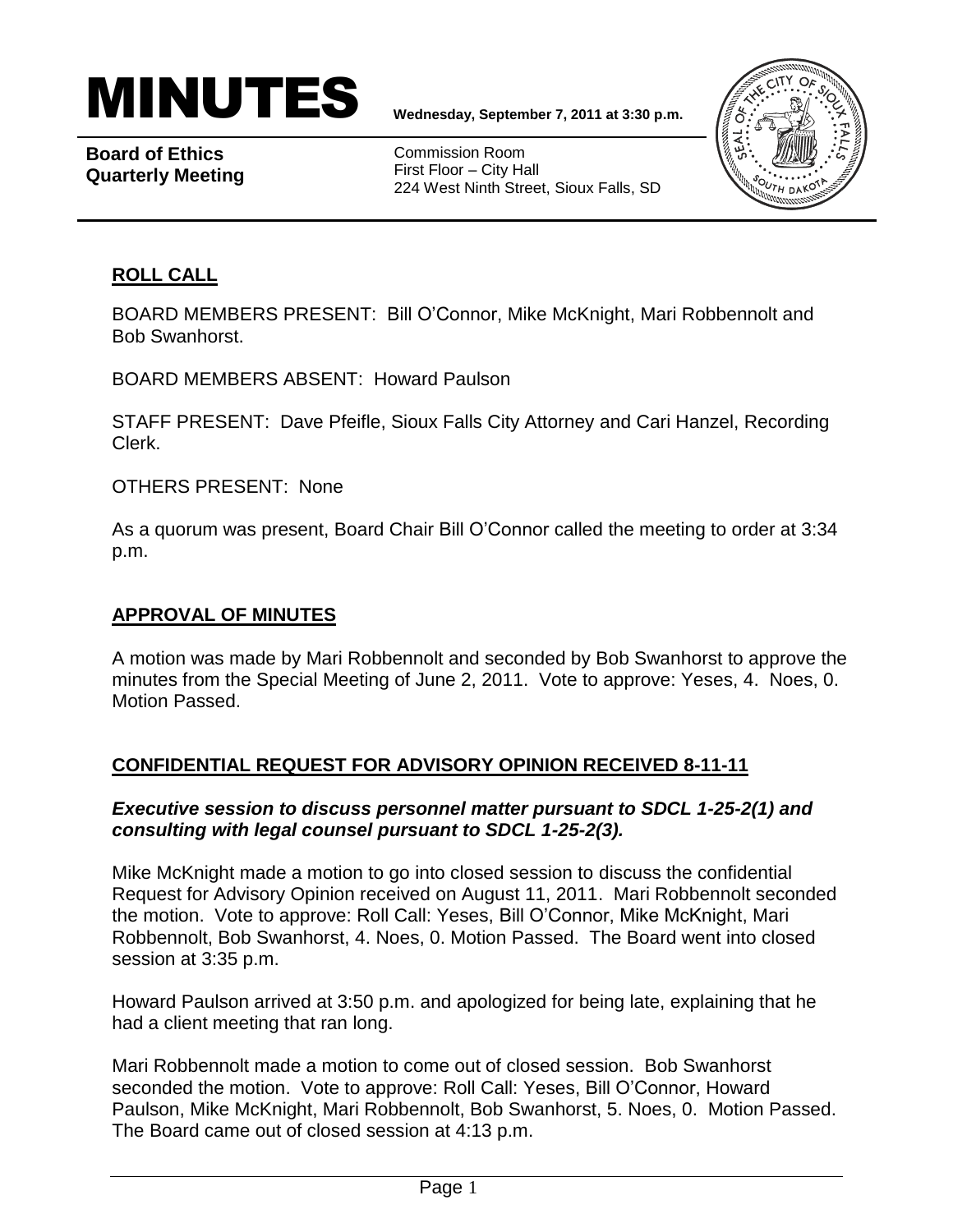# MINUTES

**Wednesday, September 7, 2011 at 3:30 p.m.**

**Board of Ethics Quarterly Meeting**

Commission Room
First Floor – City Hall
224 West Ninth Street, Sioux Falls, SD

## ROLL CALL

BOARD MEMBERS PRESENT: Bill O'Connor, Mike McKnight, Mari Robbennolt and Bob Swanhorst.

BOARD MEMBERS ABSENT: Howard Paulson

STAFF PRESENT: Dave Pfeifle, Sioux Falls City Attorney and Cari Hanzel, Recording Clerk.

OTHERS PRESENT: None

As a quorum was present, Board Chair Bill O'Connor called the meeting to order at 3:34 p.m.

## APPROVAL OF MINUTES

A motion was made by Mari Robbennolt and seconded by Bob Swanhorst to approve the minutes from the Special Meeting of June 2, 2011. Vote to approve: Yeses, 4. Noes, 0. Motion Passed.

## CONFIDENTIAL REQUEST FOR ADVISORY OPINION RECEIVED 8-11-11

***Executive session to discuss personnel matter pursuant to SDCL 1-25-2(1) and consulting with legal counsel pursuant to SDCL 1-25-2(3).***

Mike McKnight made a motion to go into closed session to discuss the confidential Request for Advisory Opinion received on August 11, 2011. Mari Robbennolt seconded the motion. Vote to approve: Roll Call: Yeses, Bill O'Connor, Mike McKnight, Mari Robbennolt, Bob Swanhorst, 4. Noes, 0. Motion Passed. The Board went into closed session at 3:35 p.m.

Howard Paulson arrived at 3:50 p.m. and apologized for being late, explaining that he had a client meeting that ran long.

Mari Robbennolt made a motion to come out of closed session. Bob Swanhorst seconded the motion. Vote to approve: Roll Call: Yeses, Bill O'Connor, Howard Paulson, Mike McKnight, Mari Robbennolt, Bob Swanhorst, 5. Noes, 0. Motion Passed. The Board came out of closed session at 4:13 p.m.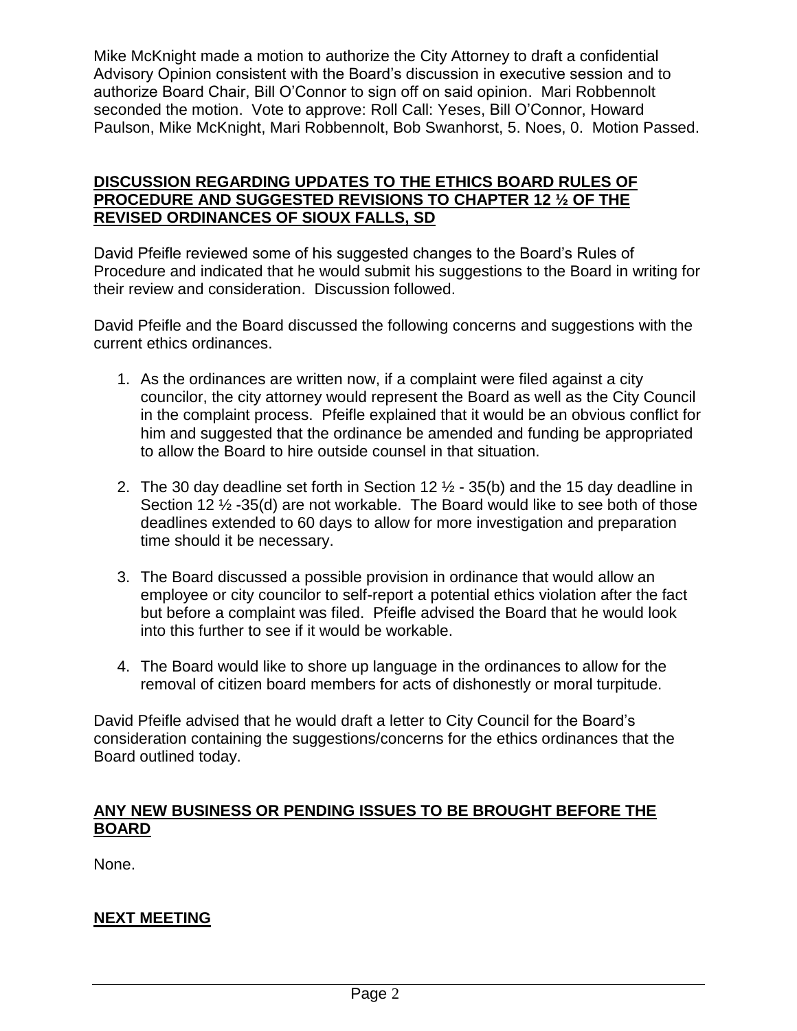Mike McKnight made a motion to authorize the City Attorney to draft a confidential Advisory Opinion consistent with the Board's discussion in executive session and to authorize Board Chair, Bill O'Connor to sign off on said opinion. Mari Robbennolt seconded the motion. Vote to approve: Roll Call: Yeses, Bill O'Connor, Howard Paulson, Mike McKnight, Mari Robbennolt, Bob Swanhorst, 5. Noes, 0. Motion Passed.

## DISCUSSION REGARDING UPDATES TO THE ETHICS BOARD RULES OF PROCEDURE AND SUGGESTED REVISIONS TO CHAPTER 12 ½ OF THE REVISED ORDINANCES OF SIOUX FALLS, SD

David Pfeifle reviewed some of his suggested changes to the Board's Rules of Procedure and indicated that he would submit his suggestions to the Board in writing for their review and consideration. Discussion followed.

David Pfeifle and the Board discussed the following concerns and suggestions with the current ethics ordinances.

1. As the ordinances are written now, if a complaint were filed against a city councilor, the city attorney would represent the Board as well as the City Council in the complaint process. Pfeifle explained that it would be an obvious conflict for him and suggested that the ordinance be amended and funding be appropriated to allow the Board to hire outside counsel in that situation.

2. The 30 day deadline set forth in Section 12 ½ - 35(b) and the 15 day deadline in Section 12 ½ -35(d) are not workable. The Board would like to see both of those deadlines extended to 60 days to allow for more investigation and preparation time should it be necessary.

3. The Board discussed a possible provision in ordinance that would allow an employee or city councilor to self-report a potential ethics violation after the fact but before a complaint was filed. Pfeifle advised the Board that he would look into this further to see if it would be workable.

4. The Board would like to shore up language in the ordinances to allow for the removal of citizen board members for acts of dishonestly or moral turpitude.

David Pfeifle advised that he would draft a letter to City Council for the Board's consideration containing the suggestions/concerns for the ethics ordinances that the Board outlined today.

## ANY NEW BUSINESS OR PENDING ISSUES TO BE BROUGHT BEFORE THE BOARD

None.

## NEXT MEETING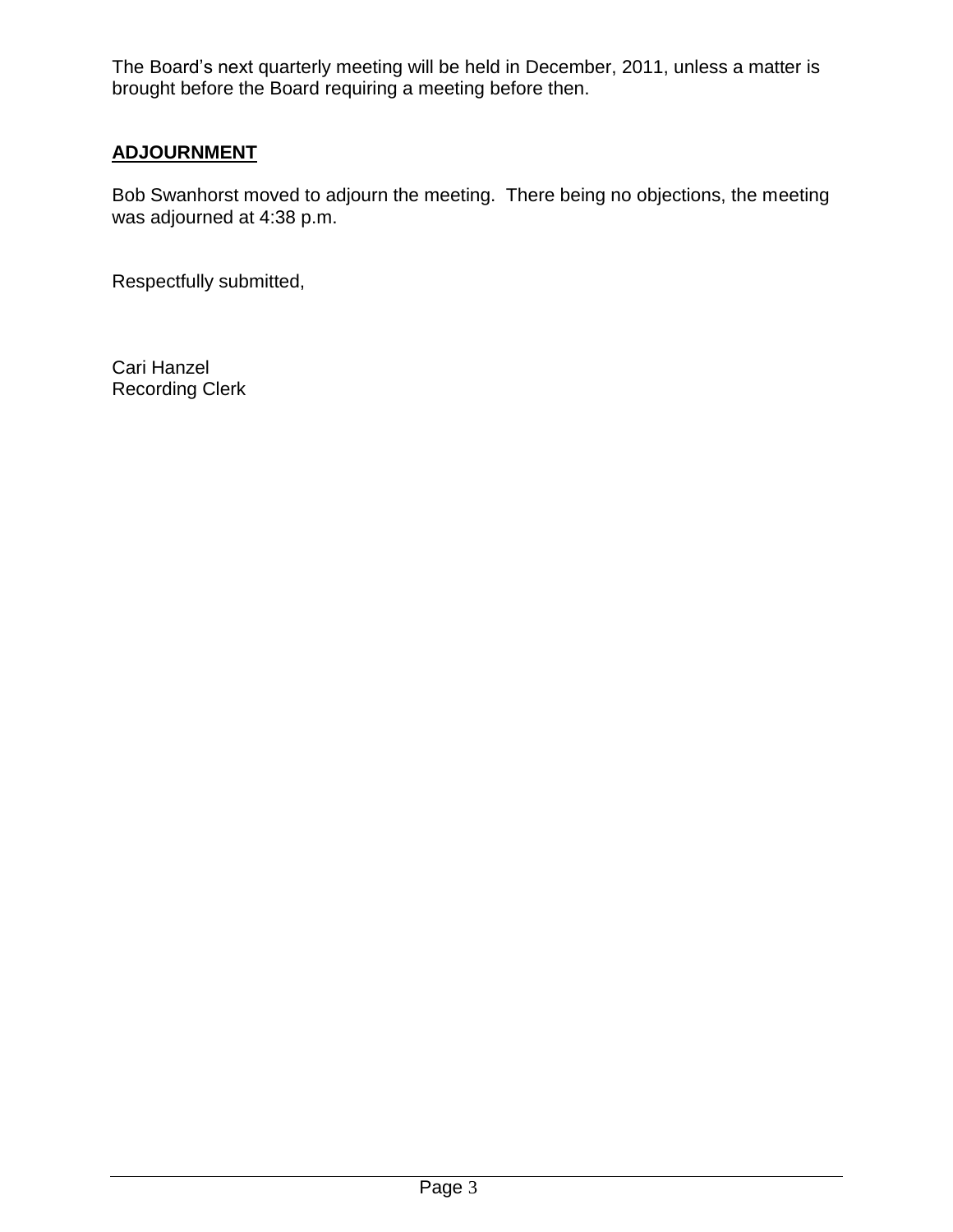The Board's next quarterly meeting will be held in December, 2011, unless a matter is brought before the Board requiring a meeting before then.

## ADJOURNMENT

Bob Swanhorst moved to adjourn the meeting. There being no objections, the meeting was adjourned at 4:38 p.m.

Respectfully submitted,

Cari Hanzel
Recording Clerk